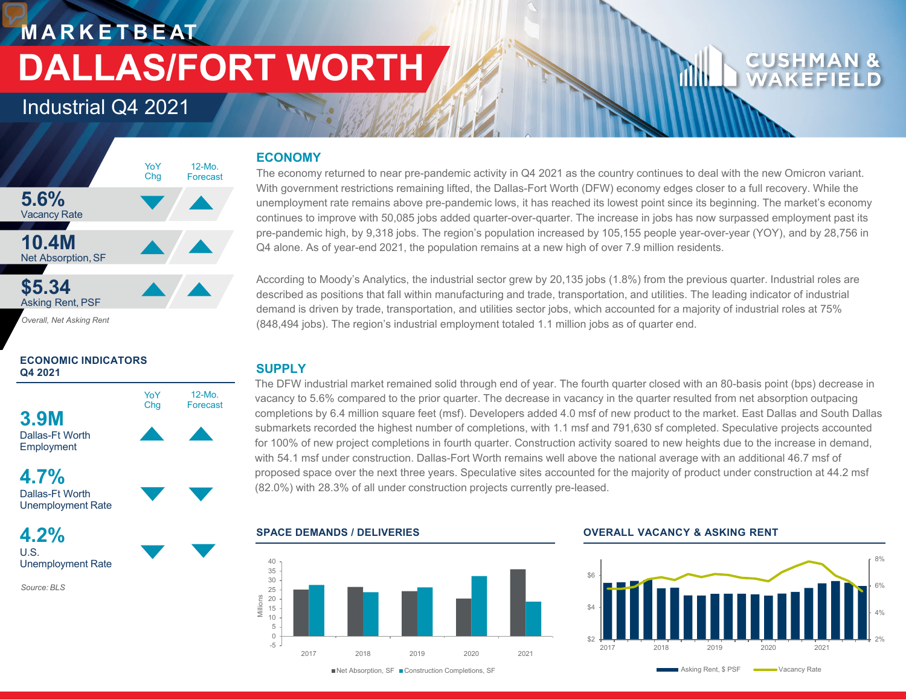MARKETBEAT

# DALLAS/FORT WORTH

Industrial Q4 2021

| | YoY Chg | 12-Mo. Forecast |
|---|---|---|
| **5.6%** Vacancy Rate | ▼ | ▲ |
| **10.4M** Net Absorption, SF | ▲ | ▲ |
| **$5.34** Asking Rent, PSF | ▲ | ▲ |

*Overall, Net Asking Rent*

**ECONOMIC INDICATORS Q4 2021**

| | YoY Chg | 12-Mo. Forecast |
|---|---|---|
| **3.9M** Dallas-Ft Worth Employment | ▲ | ▲ |
| **4.7%** Dallas-Ft Worth Unemployment Rate | ▼ | ▼ |
| **4.2%** U.S. Unemployment Rate | ▼ | ▼ |

*Source: BLS*

## ECONOMY

The economy returned to near pre-pandemic activity in Q4 2021 as the country continues to deal with the new Omicron variant. With government restrictions remaining lifted, the Dallas-Fort Worth (DFW) economy edges closer to a full recovery. While the unemployment rate remains above pre-pandemic lows, it has reached its lowest point since its beginning. The market's economy continues to improve with 50,085 jobs added quarter-over-quarter. The increase in jobs has now surpassed employment past its pre-pandemic high, by 9,318 jobs. The region's population increased by 105,155 people year-over-year (YOY), and by 28,756 in Q4 alone. As of year-end 2021, the population remains at a new high of over 7.9 million residents.

According to Moody's Analytics, the industrial sector grew by 20,135 jobs (1.8%) from the previous quarter. Industrial roles are described as positions that fall within manufacturing and trade, transportation, and utilities. The leading indicator of industrial demand is driven by trade, transportation, and utilities sector jobs, which accounted for a majority of industrial roles at 75% (848,494 jobs). The region's industrial employment totaled 1.1 million jobs as of quarter end.

## SUPPLY

The DFW industrial market remained solid through end of year. The fourth quarter closed with an 80-basis point (bps) decrease in vacancy to 5.6% compared to the prior quarter. The decrease in vacancy in the quarter resulted from net absorption outpacing completions by 6.4 million square feet (msf). Developers added 4.0 msf of new product to the market. East Dallas and South Dallas submarkets recorded the highest number of completions, with 1.1 msf and 791,630 sf completed. Speculative projects accounted for 100% of new project completions in fourth quarter. Construction activity soared to new heights due to the increase in demand, with 54.1 msf under construction. Dallas-Fort Worth remains well above the national average with an additional 46.7 msf of proposed space over the next three years. Speculative sites accounted for the majority of product under construction at 44.2 msf (82.0%) with 28.3% of all under construction projects currently pre-leased.

**SPACE DEMANDS / DELIVERIES**

Millions
40, 35, 30, 25, 20, 15, 10, 5, 0, -5
2017, 2018, 2019, 2020, 2021
Net Absorption, SF · Construction Completions, SF

**OVERALL VACANCY & ASKING RENT**

$6, $4, $2
8%, 6%, 4%, 2%
2017, 2018, 2019, 2020, 2021
Asking Rent, $ PSF · Vacancy Rate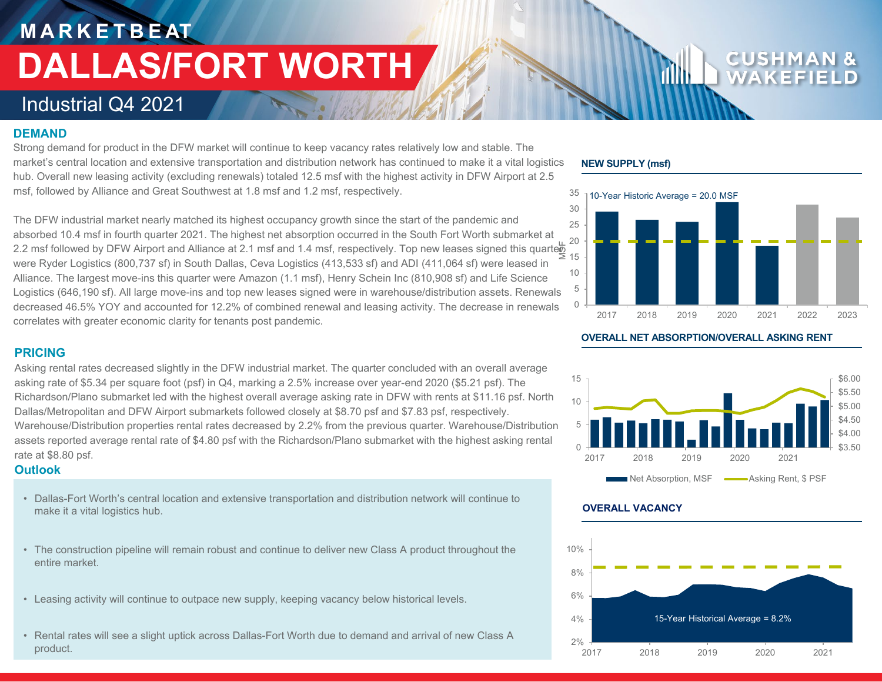# MARKETBEAT

# DALLAS/FORT WORTH

## Industrial Q4 2021

CUSHMAN & WAKEFIELD

## DEMAND

Strong demand for product in the DFW market will continue to keep vacancy rates relatively low and stable. The market's central location and extensive transportation and distribution network has continued to make it a vital logistics hub. Overall new leasing activity (excluding renewals) totaled 12.5 msf with the highest activity in DFW Airport at 2.5 msf, followed by Alliance and Great Southwest at 1.8 msf and 1.2 msf, respectively.

The DFW industrial market nearly matched its highest occupancy growth since the start of the pandemic and absorbed 10.4 msf in fourth quarter 2021. The highest net absorption occurred in the South Fort Worth submarket at 2.2 msf followed by DFW Airport and Alliance at 2.1 msf and 1.4 msf, respectively. Top new leases signed this quarter were Ryder Logistics (800,737 sf) in South Dallas, Ceva Logistics (413,533 sf) and ADI (411,064 sf) were leased in Alliance. The largest move-ins this quarter were Amazon (1.1 msf), Henry Schein Inc (810,908 sf) and Life Science Logistics (646,190 sf). All large move-ins and top new leases signed were in warehouse/distribution assets. Renewals decreased 46.5% YOY and accounted for 12.2% of combined renewal and leasing activity. The decrease in renewals correlates with greater economic clarity for tenants post pandemic.

## PRICING

Asking rental rates decreased slightly in the DFW industrial market. The quarter concluded with an overall average asking rate of $5.34 per square foot (psf) in Q4, marking a 2.5% increase over year-end 2020 ($5.21 psf). The Richardson/Plano submarket led with the highest overall average asking rate in DFW with rents at $11.16 psf. North Dallas/Metropolitan and DFW Airport submarkets followed closely at $8.70 psf and $7.83 psf, respectively. Warehouse/Distribution properties rental rates decreased by 2.2% from the previous quarter. Warehouse/Distribution assets reported average rental rate of $4.80 psf with the Richardson/Plano submarket with the highest asking rental rate at $8.80 psf.

## Outlook

- Dallas-Fort Worth's central location and extensive transportation and distribution network will continue to make it a vital logistics hub.
- The construction pipeline will remain robust and continue to deliver new Class A product throughout the entire market.
- Leasing activity will continue to outpace new supply, keeping vacancy below historical levels.
- Rental rates will see a slight uptick across Dallas-Fort Worth due to demand and arrival of new Class A product.

**NEW SUPPLY (msf)**

10-Year Historic Average = 20.0 MSF

MSF

0, 5, 10, 15, 20, 25, 30, 35

2017, 2018, 2019, 2020, 2021, 2022, 2023

**OVERALL NET ABSORPTION/OVERALL ASKING RENT**

0, 5, 10, 15

$3.50, $4.00, $4.50, $5.00, $5.50, $6.00

2017, 2018, 2019, 2020, 2021

Net Absorption, MSF — Asking Rent, $ PSF

**OVERALL VACANCY**

15-Year Historical Average = 8.2%

2%, 4%, 6%, 8%, 10%

2017, 2018, 2019, 2020, 2021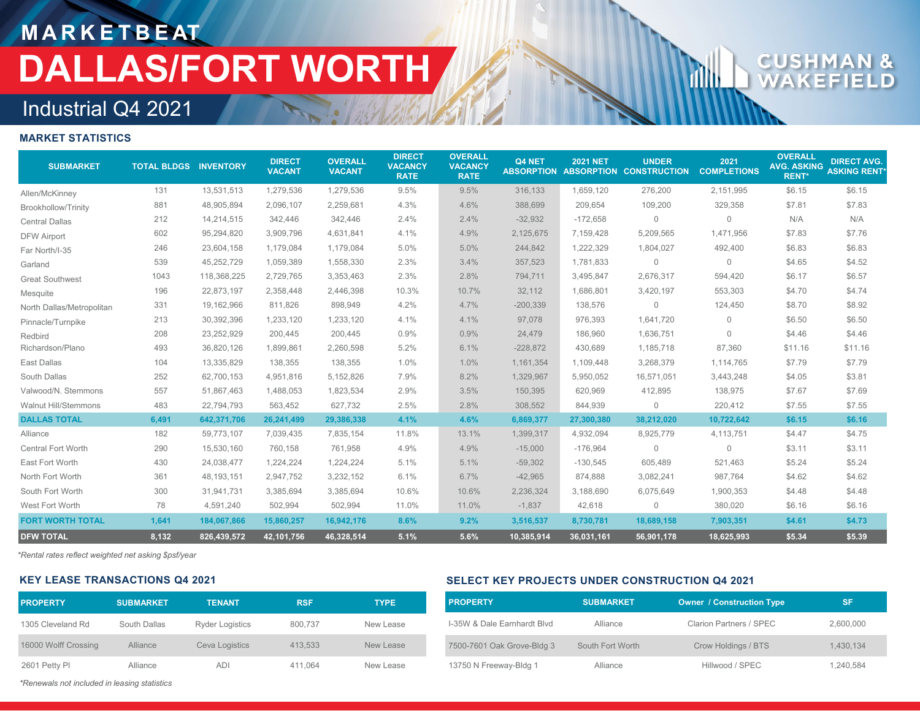# MARKETBEAT

# DALLAS/FORT WORTH

## Industrial Q4 2021

### MARKET STATISTICS

| SUBMARKET | TOTAL BLDGS | INVENTORY | DIRECT VACANT | OVERALL VACANT | DIRECT VACANCY RATE | OVERALL VACANCY RATE | Q4 NET ABSORPTION | 2021 NET ABSORPTION | UNDER CONSTRUCTION | 2021 COMPLETIONS | OVERALL AVG. ASKING RENT* | DIRECT AVG. ASKING RENT* |
|---|---|---|---|---|---|---|---|---|---|---|---|---|
| Allen/McKinney | 131 | 13,531,513 | 1,279,536 | 1,279,536 | 9.5% | 9.5% | 316,133 | 1,659,120 | 276,200 | 2,151,995 | $6.15 | $6.15 |
| Brookhollow/Trinity | 881 | 48,905,894 | 2,096,107 | 2,259,681 | 4.3% | 4.6% | 388,699 | 209,654 | 109,200 | 329,358 | $7.81 | $7.83 |
| Central Dallas | 212 | 14,214,515 | 342,446 | 342,446 | 2.4% | 2.4% | -32,932 | -172,658 | 0 | 0 | N/A | N/A |
| DFW Airport | 602 | 95,294,820 | 3,909,796 | 4,631,841 | 4.1% | 4.9% | 2,125,675 | 7,159,428 | 5,209,565 | 1,471,956 | $7.83 | $7.76 |
| Far North/I-35 | 246 | 23,604,158 | 1,179,084 | 1,179,084 | 5.0% | 5.0% | 244,842 | 1,222,329 | 1,804,027 | 492,400 | $6.83 | $6.83 |
| Garland | 539 | 45,252,729 | 1,059,389 | 1,558,330 | 2.3% | 3.4% | 357,523 | 1,781,833 | 0 | 0 | $4.65 | $4.52 |
| Great Southwest | 1043 | 118,368,225 | 2,729,765 | 3,353,463 | 2.3% | 2.8% | 794,711 | 3,495,847 | 2,676,317 | 594,420 | $6.17 | $6.57 |
| Mesquite | 196 | 22,873,197 | 2,358,448 | 2,446,398 | 10.3% | 10.7% | 32,112 | 1,686,801 | 3,420,197 | 553,303 | $4.70 | $4.74 |
| North Dallas/Metropolitan | 331 | 19,162,966 | 811,826 | 898,949 | 4.2% | 4.7% | -200,339 | 138,576 | 0 | 124,450 | $8.70 | $8.92 |
| Pinnacle/Turnpike | 213 | 30,392,396 | 1,233,120 | 1,233,120 | 4.1% | 4.1% | 97,078 | 976,393 | 1,641,720 | 0 | $6.50 | $6.50 |
| Redbird | 208 | 23,252,929 | 200,445 | 200,445 | 0.9% | 0.9% | 24,479 | 186,960 | 1,636,751 | 0 | $4.46 | $4.46 |
| Richardson/Plano | 493 | 36,820,126 | 1,899,861 | 2,260,598 | 5.2% | 6.1% | -228,872 | 430,689 | 1,185,718 | 87,360 | $11.16 | $11.16 |
| East Dallas | 104 | 13,335,829 | 138,355 | 138,355 | 1.0% | 1.0% | 1,161,354 | 1,109,448 | 3,268,379 | 1,114,765 | $7.79 | $7.79 |
| South Dallas | 252 | 62,700,153 | 4,951,816 | 5,152,826 | 7.9% | 8.2% | 1,329,967 | 5,950,052 | 16,571,051 | 3,443,248 | $4.05 | $3.81 |
| Valwood/N. Stemmons | 557 | 51,867,463 | 1,488,053 | 1,823,534 | 2.9% | 3.5% | 150,395 | 620,969 | 412,895 | 138,975 | $7.67 | $7.69 |
| Walnut Hill/Stemmons | 483 | 22,794,793 | 563,452 | 627,732 | 2.5% | 2.8% | 308,552 | 844,939 | 0 | 220,412 | $7.55 | $7.55 |
| **DALLAS TOTAL** | **6,491** | **642,371,706** | **26,241,499** | **29,386,338** | **4.1%** | **4.6%** | **6,869,377** | **27,300,380** | **38,212,020** | **10,722,642** | **$6.15** | **$6.16** |
| Alliance | 182 | 59,773,107 | 7,039,435 | 7,835,154 | 11.8% | 13.1% | 1,399,317 | 4,932,094 | 8,925,779 | 4,113,751 | $4.47 | $4.75 |
| Central Fort Worth | 290 | 15,530,160 | 760,158 | 761,958 | 4.9% | 4.9% | -15,000 | -176,964 | 0 | 0 | $3.11 | $3.11 |
| East Fort Worth | 430 | 24,038,477 | 1,224,224 | 1,224,224 | 5.1% | 5.1% | -59,302 | -130,545 | 605,489 | 521,463 | $5.24 | $5.24 |
| North Fort Worth | 361 | 48,193,151 | 2,947,752 | 3,232,152 | 6.1% | 6.7% | -42,965 | 874,888 | 3,082,241 | 987,764 | $4.62 | $4.62 |
| South Fort Worth | 300 | 31,941,731 | 3,385,694 | 3,385,694 | 10.6% | 10.6% | 2,236,324 | 3,188,690 | 6,075,649 | 1,900,353 | $4.48 | $4.48 |
| West Fort Worth | 78 | 4,591,240 | 502,994 | 502,994 | 11.0% | 11.0% | -1,837 | 42,618 | 0 | 380,020 | $6.16 | $6.16 |
| **FORT WORTH TOTAL** | **1,641** | **184,067,866** | **15,860,257** | **16,942,176** | **8.6%** | **9.2%** | **3,516,537** | **8,730,781** | **18,689,158** | **7,903,351** | **$4.61** | **$4.73** |
| **DFW TOTAL** | **8,132** | **826,439,572** | **42,101,756** | **46,328,514** | **5.1%** | **5.6%** | **10,385,914** | **36,031,161** | **56,901,178** | **18,625,993** | **$5.34** | **$5.39** |

*Rental rates reflect weighted net asking $psf/year

### KEY LEASE TRANSACTIONS Q4 2021

| PROPERTY | SUBMARKET | TENANT | RSF | TYPE |
|---|---|---|---|---|
| 1305 Cleveland Rd | South Dallas | Ryder Logistics | 800,737 | New Lease |
| 16000 Wolff Crossing | Alliance | Ceva Logistics | 413,533 | New Lease |
| 2601 Petty Pl | Alliance | ADI | 411,064 | New Lease |

*Renewals not included in leasing statistics

### SELECT KEY PROJECTS UNDER CONSTRUCTION Q4 2021

| PROPERTY | SUBMARKET | Owner / Construction Type | SF |
|---|---|---|---|
| I-35W & Dale Earnhardt Blvd | Alliance | Clarion Partners / SPEC | 2,600,000 |
| 7500-7601 Oak Grove-Bldg 3 | South Fort Worth | Crow Holdings / BTS | 1,430,134 |
| 13750 N Freeway-Bldg 1 | Alliance | Hillwood / SPEC | 1,240,584 |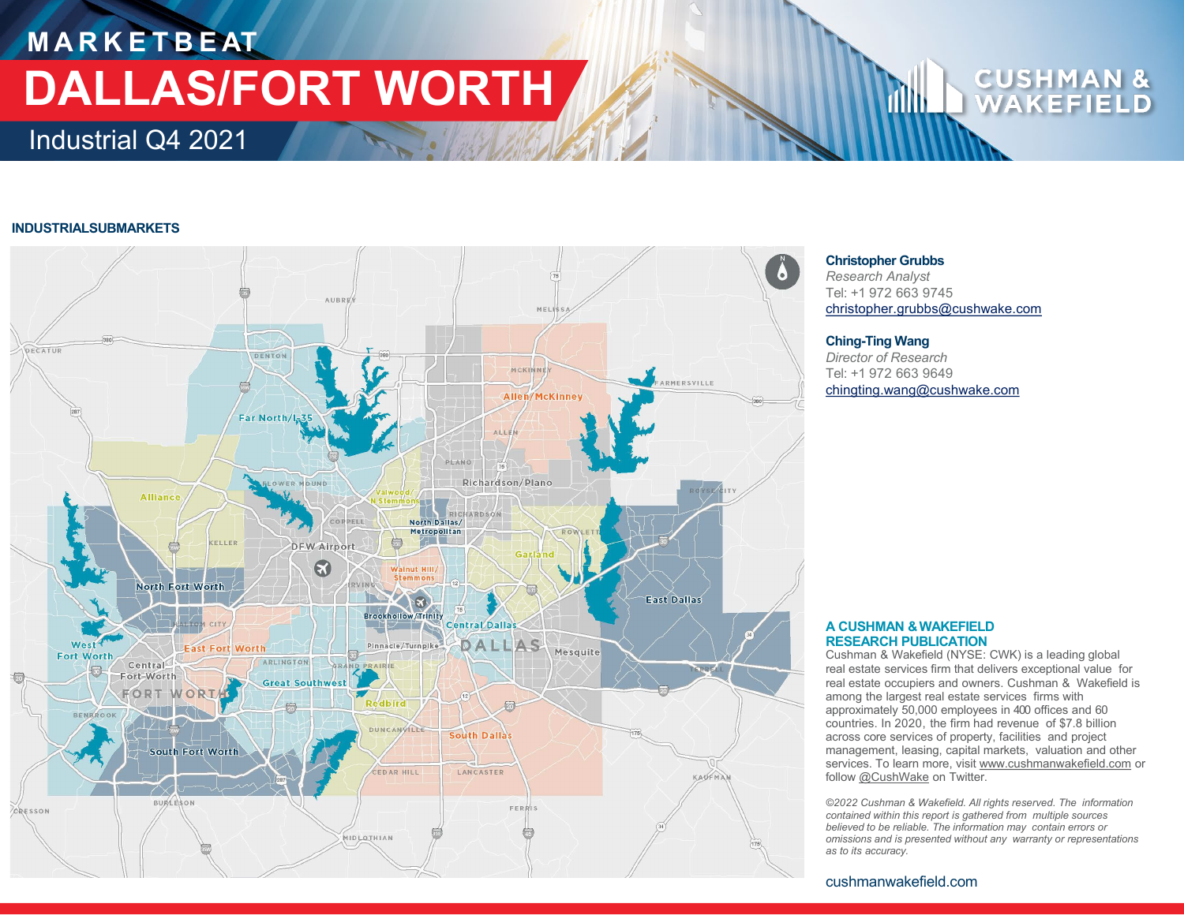# MARKETBEAT

# DALLAS/FORT WORTH

## Industrial Q4 2021

**INDUSTRIALSUBMARKETS**

Far North/I-35
Allen/McKinney
Alliance
Valwood/N Stemmons
Richardson/Plano
North Dallas/Metropolitan
DFW Airport
Garland
Walnut Hill/Stemmons
North Fort Worth
East Dallas
Brookhollow/Trinity
Central Dallas
West Fort Worth
East Fort Worth
Pinnacle/Turnpike
Mesquite
Central Fort Worth
Great Southwest
Redbird
South Dallas
South Fort Worth

**Christopher Grubbs**
*Research Analyst*
Tel: +1 972 663 9745
christopher.grubbs@cushwake.com

**Ching-Ting Wang**
*Director of Research*
Tel: +1 972 663 9649
chingting.wang@cushwake.com

**A CUSHMAN & WAKEFIELD RESEARCH PUBLICATION**

Cushman & Wakefield (NYSE: CWK) is a leading global real estate services firm that delivers exceptional value for real estate occupiers and owners. Cushman & Wakefield is among the largest real estate services firms with approximately 50,000 employees in 400 offices and 60 countries. In 2020, the firm had revenue of $7.8 billion across core services of property, facilities and project management, leasing, capital markets, valuation and other services. To learn more, visit www.cushmanwakefield.com or follow @CushWake on Twitter.

*©2022 Cushman & Wakefield. All rights reserved. The information contained within this report is gathered from multiple sources believed to be reliable. The information may contain errors or omissions and is presented without any warranty or representations as to its accuracy.*

cushmanwakefield.com